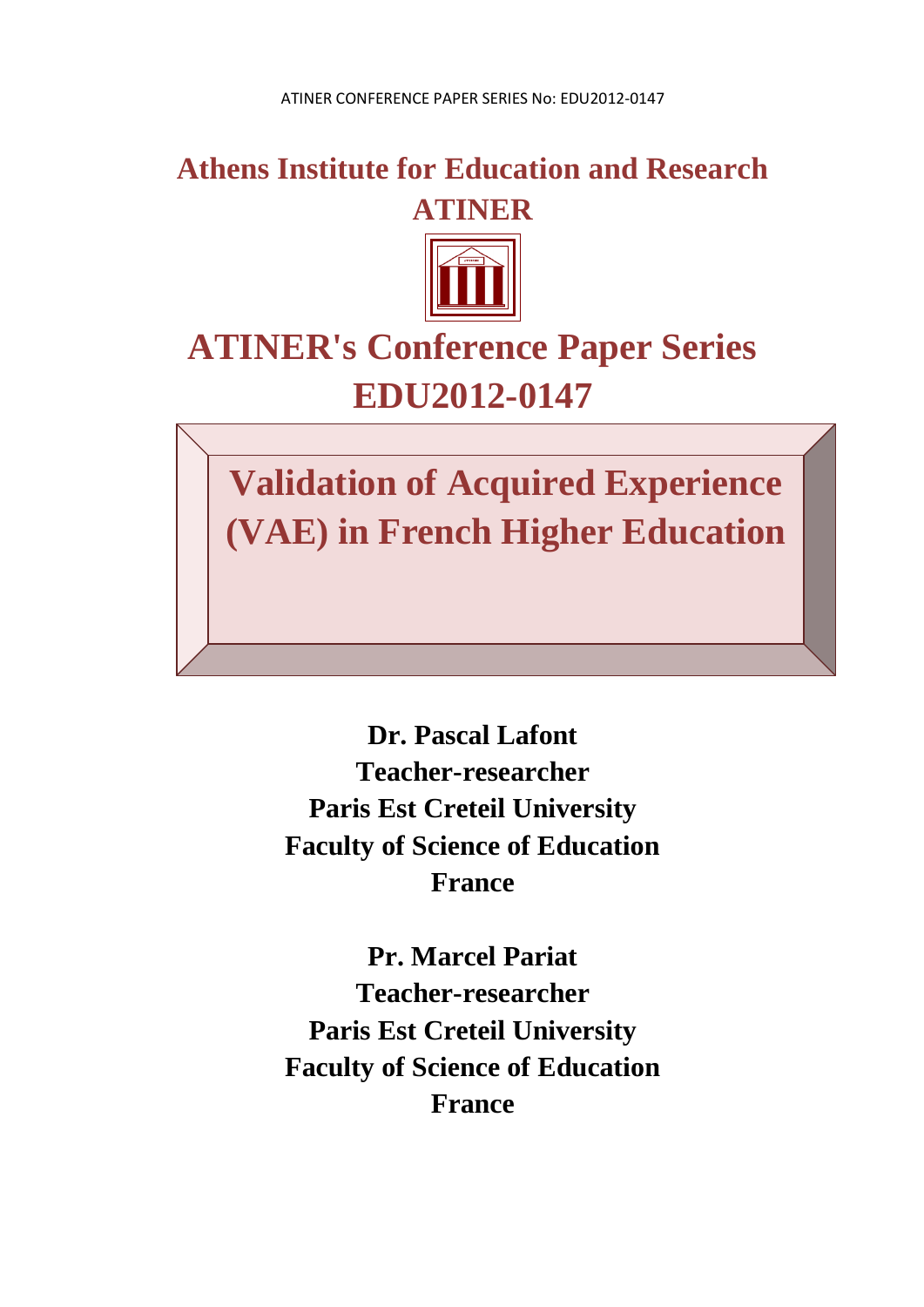# Athens Institute for Education and Research ATINER

# ATINER's Conference Paper Series EDU2012-0147

# Validation of Acquired Experience (VAE) in French Higher Education

**Dr. Pascal Lafont**
**Teacher-researcher**
**Paris Est Creteil University**
**Faculty of Science of Education**
**France**

**Pr. Marcel Pariat**
**Teacher-researcher**
**Paris Est Creteil University**
**Faculty of Science of Education**
**France**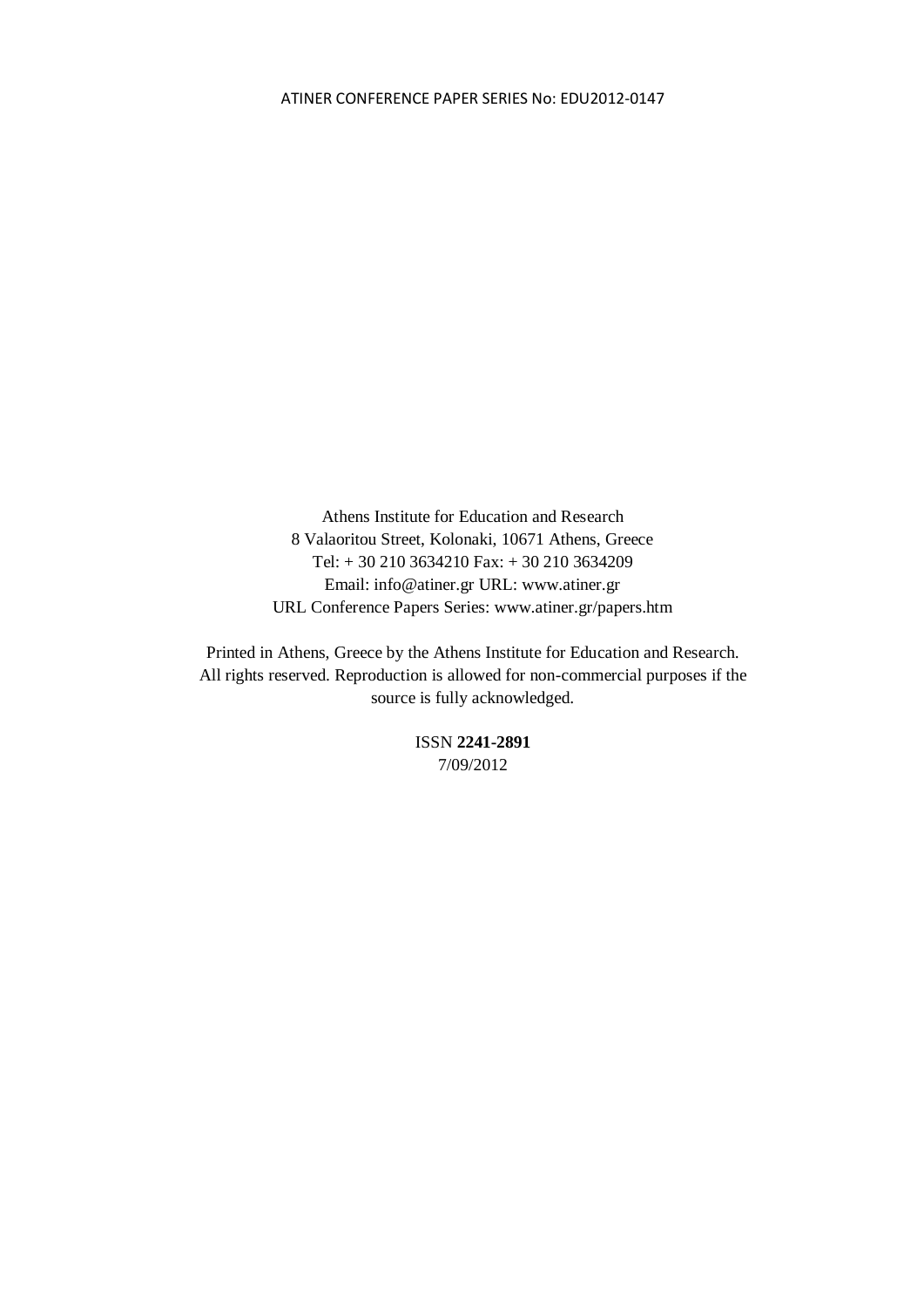Athens Institute for Education and Research
8 Valaoritou Street, Kolonaki, 10671 Athens, Greece
Tel: + 30 210 3634210 Fax: + 30 210 3634209
Email: info@atiner.gr URL: www.atiner.gr
URL Conference Papers Series: www.atiner.gr/papers.htm

Printed in Athens, Greece by the Athens Institute for Education and Research. All rights reserved. Reproduction is allowed for non-commercial purposes if the source is fully acknowledged.

ISSN **2241-2891**
7/09/2012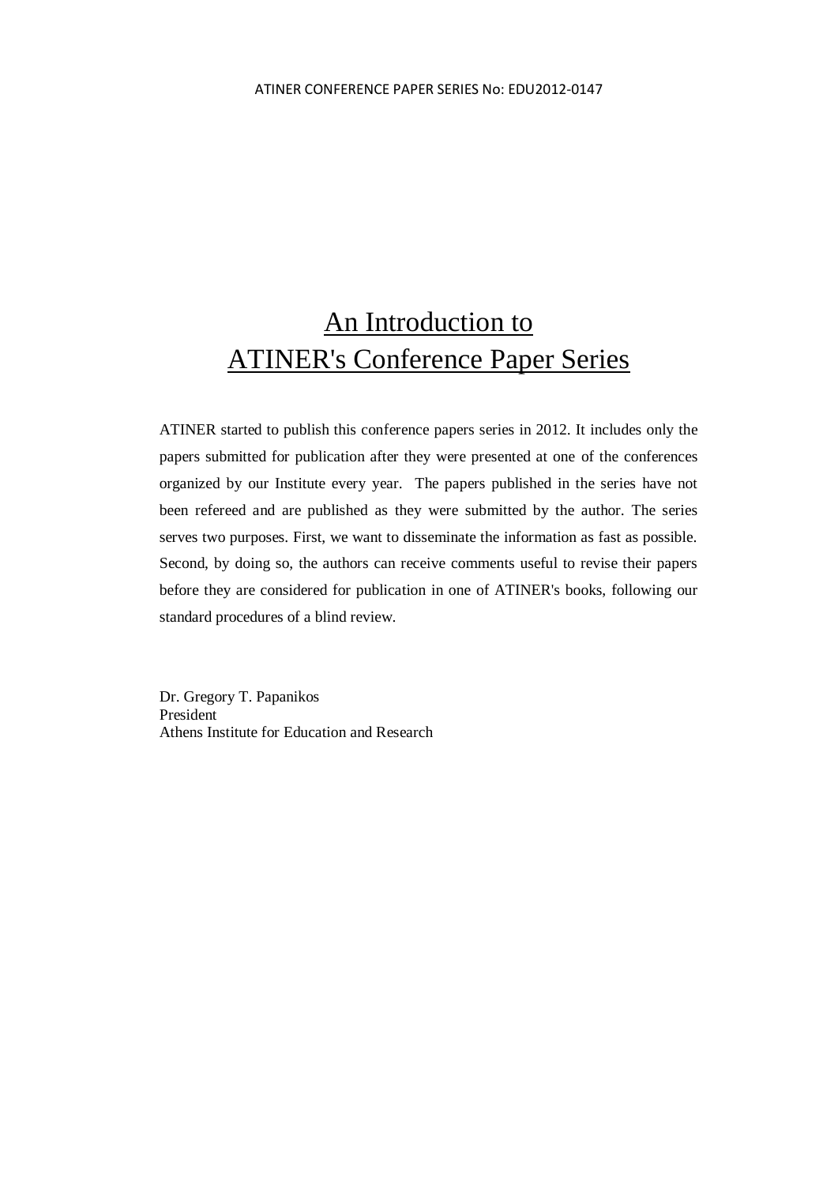# An Introduction to ATINER's Conference Paper Series

ATINER started to publish this conference papers series in 2012. It includes only the papers submitted for publication after they were presented at one of the conferences organized by our Institute every year. The papers published in the series have not been refereed and are published as they were submitted by the author. The series serves two purposes. First, we want to disseminate the information as fast as possible. Second, by doing so, the authors can receive comments useful to revise their papers before they are considered for publication in one of ATINER's books, following our standard procedures of a blind review.

Dr. Gregory T. Papanikos
President
Athens Institute for Education and Research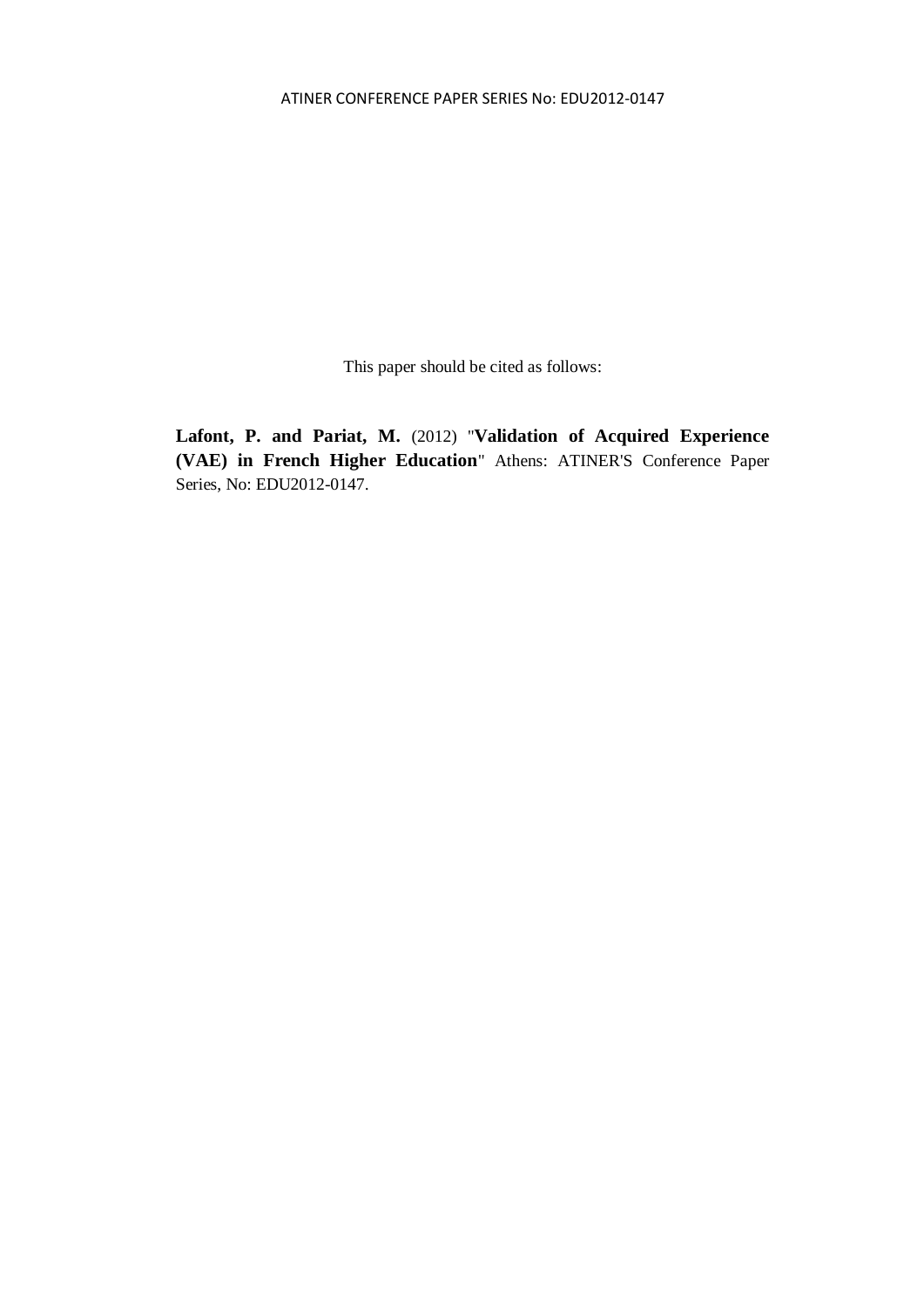This paper should be cited as follows:

**Lafont, P. and Pariat, M.** (2012) "**Validation of Acquired Experience (VAE) in French Higher Education**" Athens: ATINER'S Conference Paper Series, No: EDU2012-0147.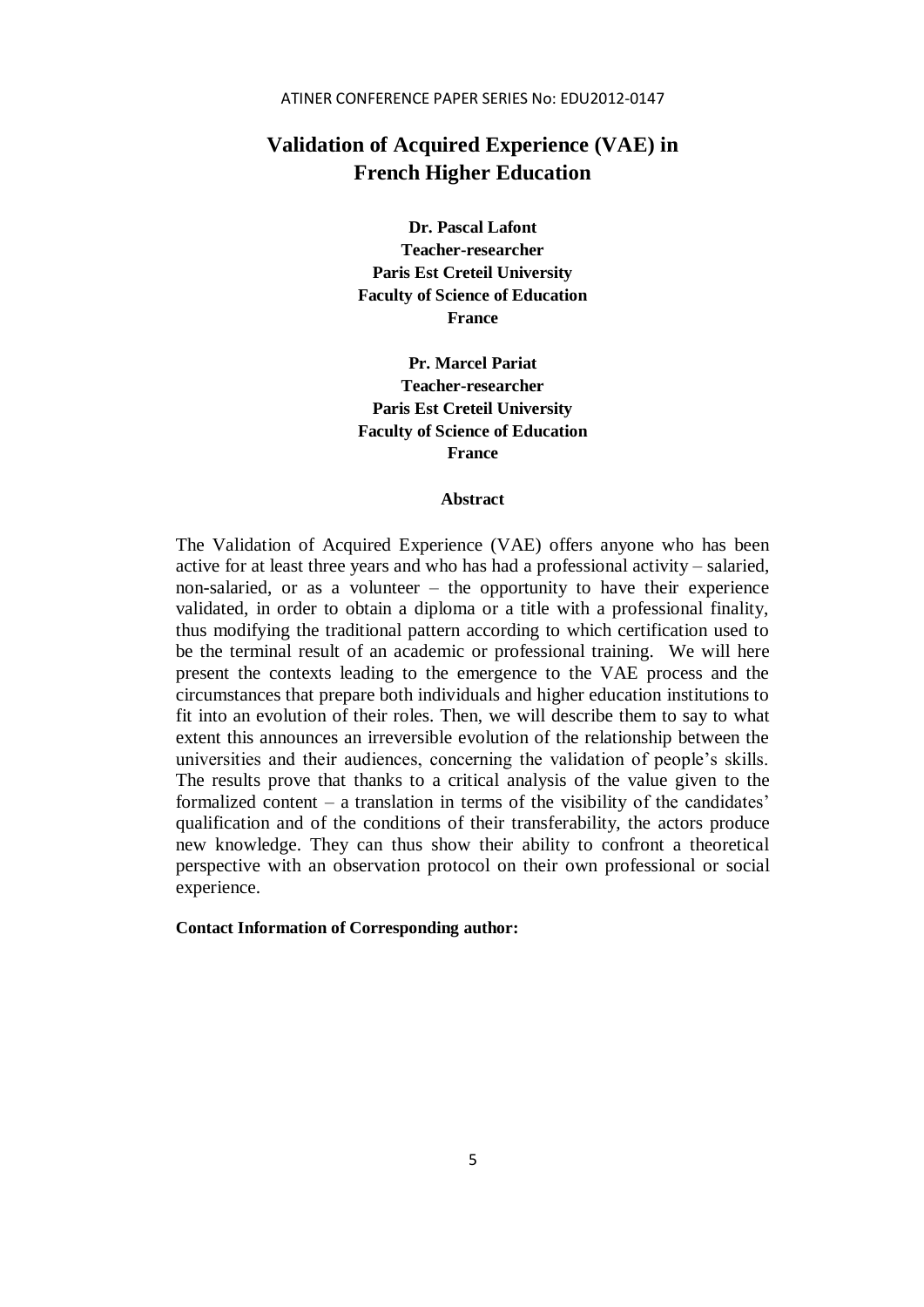# Validation of Acquired Experience (VAE) in French Higher Education

**Dr. Pascal Lafont**
**Teacher-researcher**
**Paris Est Creteil University**
**Faculty of Science of Education**
**France**

**Pr. Marcel Pariat**
**Teacher-researcher**
**Paris Est Creteil University**
**Faculty of Science of Education**
**France**

### Abstract

The Validation of Acquired Experience (VAE) offers anyone who has been active for at least three years and who has had a professional activity – salaried, non-salaried, or as a volunteer – the opportunity to have their experience validated, in order to obtain a diploma or a title with a professional finality, thus modifying the traditional pattern according to which certification used to be the terminal result of an academic or professional training. We will here present the contexts leading to the emergence to the VAE process and the circumstances that prepare both individuals and higher education institutions to fit into an evolution of their roles. Then, we will describe them to say to what extent this announces an irreversible evolution of the relationship between the universities and their audiences, concerning the validation of people's skills. The results prove that thanks to a critical analysis of the value given to the formalized content – a translation in terms of the visibility of the candidates' qualification and of the conditions of their transferability, the actors produce new knowledge. They can thus show their ability to confront a theoretical perspective with an observation protocol on their own professional or social experience.

**Contact Information of Corresponding author:**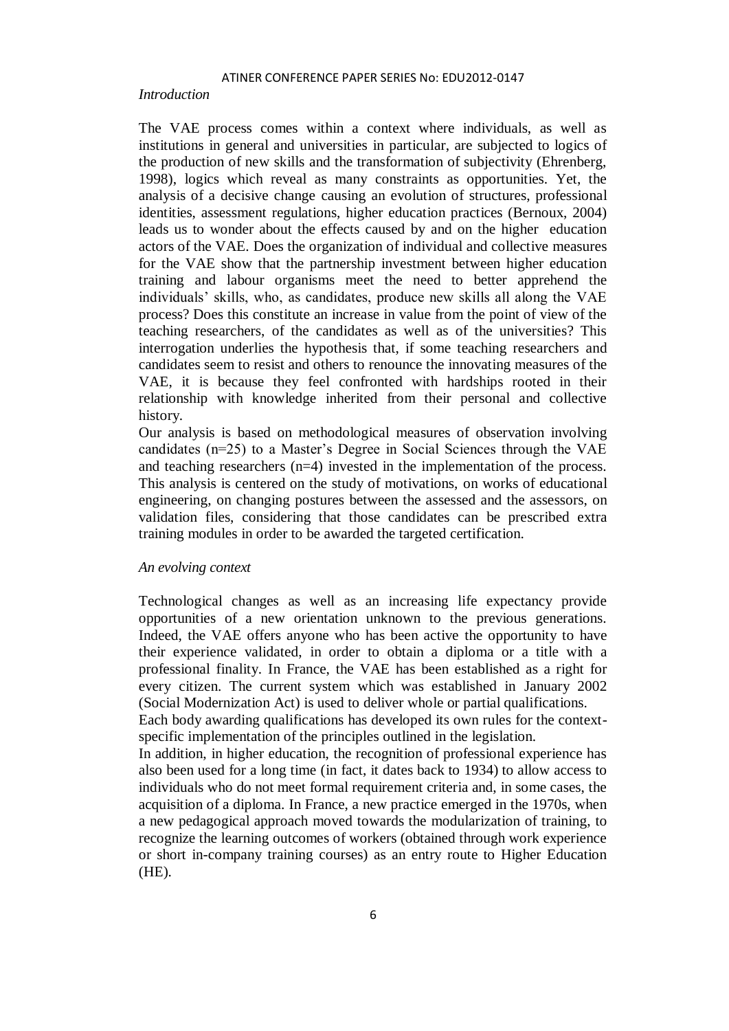*Introduction*

The VAE process comes within a context where individuals, as well as institutions in general and universities in particular, are subjected to logics of the production of new skills and the transformation of subjectivity (Ehrenberg, 1998), logics which reveal as many constraints as opportunities. Yet, the analysis of a decisive change causing an evolution of structures, professional identities, assessment regulations, higher education practices (Bernoux, 2004) leads us to wonder about the effects caused by and on the higher education actors of the VAE. Does the organization of individual and collective measures for the VAE show that the partnership investment between higher education training and labour organisms meet the need to better apprehend the individuals' skills, who, as candidates, produce new skills all along the VAE process? Does this constitute an increase in value from the point of view of the teaching researchers, of the candidates as well as of the universities? This interrogation underlies the hypothesis that, if some teaching researchers and candidates seem to resist and others to renounce the innovating measures of the VAE, it is because they feel confronted with hardships rooted in their relationship with knowledge inherited from their personal and collective history.

Our analysis is based on methodological measures of observation involving candidates (n=25) to a Master's Degree in Social Sciences through the VAE and teaching researchers (n=4) invested in the implementation of the process. This analysis is centered on the study of motivations, on works of educational engineering, on changing postures between the assessed and the assessors, on validation files, considering that those candidates can be prescribed extra training modules in order to be awarded the targeted certification.

*An evolving context*

Technological changes as well as an increasing life expectancy provide opportunities of a new orientation unknown to the previous generations. Indeed, the VAE offers anyone who has been active the opportunity to have their experience validated, in order to obtain a diploma or a title with a professional finality. In France, the VAE has been established as a right for every citizen. The current system which was established in January 2002 (Social Modernization Act) is used to deliver whole or partial qualifications.

Each body awarding qualifications has developed its own rules for the context-specific implementation of the principles outlined in the legislation.

In addition, in higher education, the recognition of professional experience has also been used for a long time (in fact, it dates back to 1934) to allow access to individuals who do not meet formal requirement criteria and, in some cases, the acquisition of a diploma. In France, a new practice emerged in the 1970s, when a new pedagogical approach moved towards the modularization of training, to recognize the learning outcomes of workers (obtained through work experience or short in-company training courses) as an entry route to Higher Education (HE).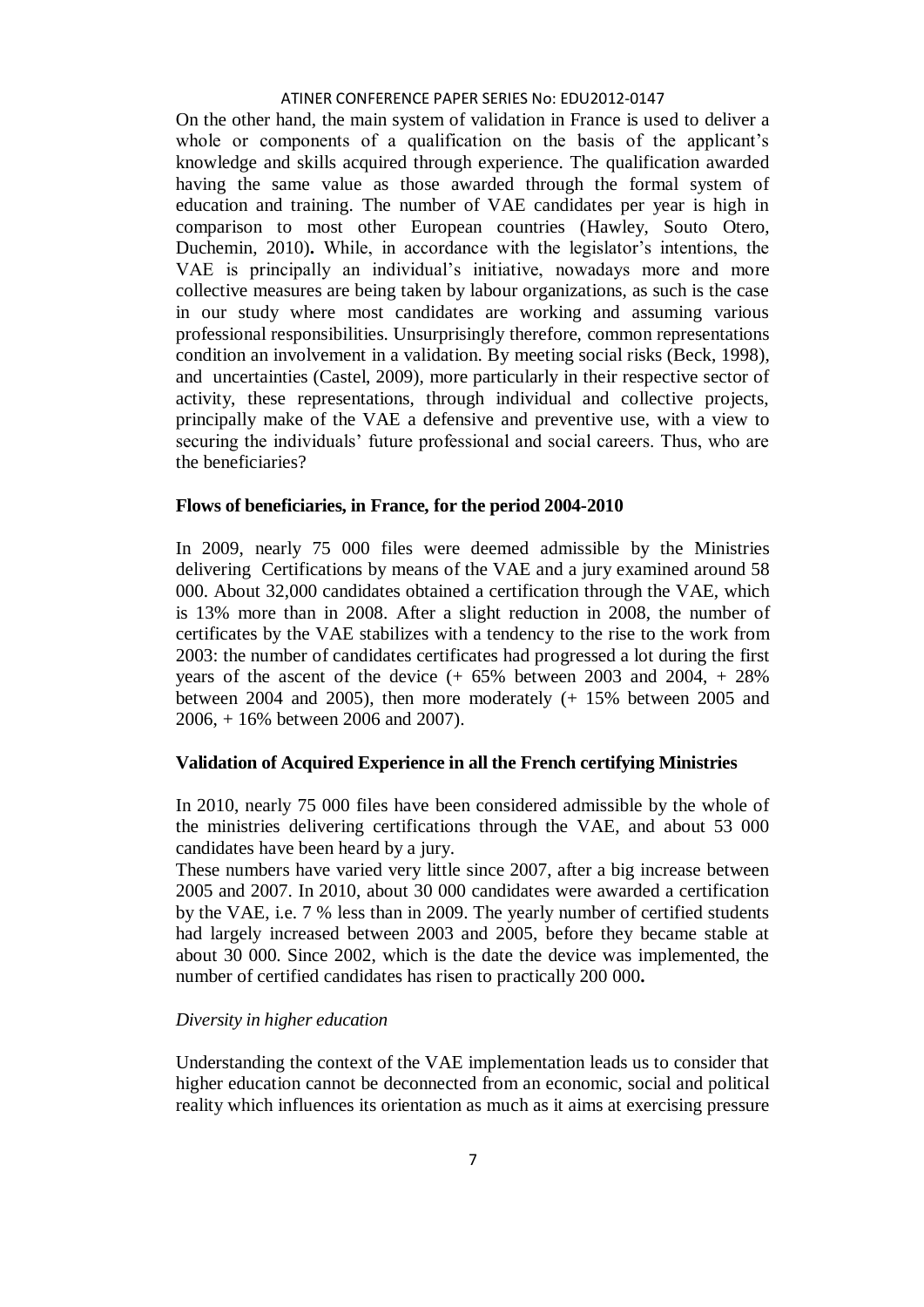On the other hand, the main system of validation in France is used to deliver a whole or components of a qualification on the basis of the applicant's knowledge and skills acquired through experience. The qualification awarded having the same value as those awarded through the formal system of education and training. The number of VAE candidates per year is high in comparison to most other European countries (Hawley, Souto Otero, Duchemin, 2010)**.** While, in accordance with the legislator's intentions, the VAE is principally an individual's initiative, nowadays more and more collective measures are being taken by labour organizations, as such is the case in our study where most candidates are working and assuming various professional responsibilities. Unsurprisingly therefore, common representations condition an involvement in a validation. By meeting social risks (Beck, 1998), and uncertainties (Castel, 2009), more particularly in their respective sector of activity, these representations, through individual and collective projects, principally make of the VAE a defensive and preventive use, with a view to securing the individuals' future professional and social careers. Thus, who are the beneficiaries?

**Flows of beneficiaries, in France, for the period 2004-2010**

In 2009, nearly 75 000 files were deemed admissible by the Ministries delivering Certifications by means of the VAE and a jury examined around 58 000. About 32,000 candidates obtained a certification through the VAE, which is 13% more than in 2008. After a slight reduction in 2008, the number of certificates by the VAE stabilizes with a tendency to the rise to the work from 2003: the number of candidates certificates had progressed a lot during the first years of the ascent of the device (+ 65% between 2003 and 2004, + 28% between 2004 and 2005), then more moderately (+ 15% between 2005 and 2006, + 16% between 2006 and 2007).

**Validation of Acquired Experience in all the French certifying Ministries**

In 2010, nearly 75 000 files have been considered admissible by the whole of the ministries delivering certifications through the VAE, and about 53 000 candidates have been heard by a jury.

These numbers have varied very little since 2007, after a big increase between 2005 and 2007. In 2010, about 30 000 candidates were awarded a certification by the VAE, i.e. 7 % less than in 2009. The yearly number of certified students had largely increased between 2003 and 2005, before they became stable at about 30 000. Since 2002, which is the date the device was implemented, the number of certified candidates has risen to practically 200 000**.**

*Diversity in higher education*

Understanding the context of the VAE implementation leads us to consider that higher education cannot be deconnected from an economic, social and political reality which influences its orientation as much as it aims at exercising pressure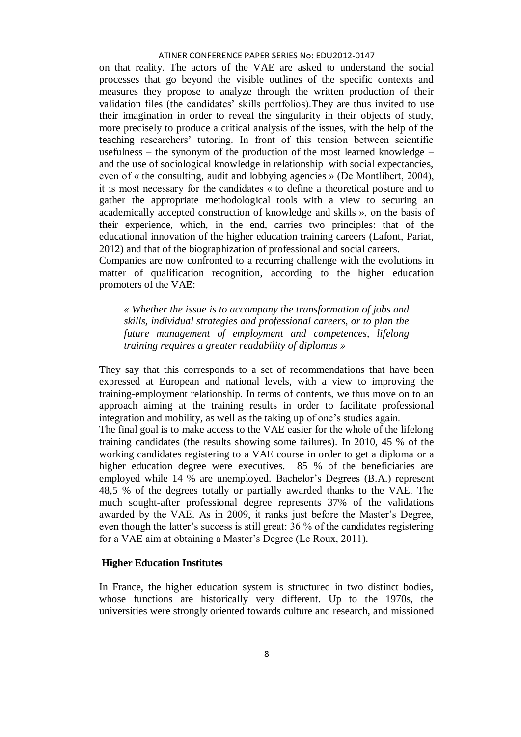on that reality. The actors of the VAE are asked to understand the social processes that go beyond the visible outlines of the specific contexts and measures they propose to analyze through the written production of their validation files (the candidates' skills portfolios).They are thus invited to use their imagination in order to reveal the singularity in their objects of study, more precisely to produce a critical analysis of the issues, with the help of the teaching researchers' tutoring. In front of this tension between scientific usefulness – the synonym of the production of the most learned knowledge – and the use of sociological knowledge in relationship with social expectancies, even of « the consulting, audit and lobbying agencies » (De Montlibert, 2004), it is most necessary for the candidates « to define a theoretical posture and to gather the appropriate methodological tools with a view to securing an academically accepted construction of knowledge and skills », on the basis of their experience, which, in the end, carries two principles: that of the educational innovation of the higher education training careers (Lafont, Pariat, 2012) and that of the biographization of professional and social careers.

Companies are now confronted to a recurring challenge with the evolutions in matter of qualification recognition, according to the higher education promoters of the VAE:

> *« Whether the issue is to accompany the transformation of jobs and skills, individual strategies and professional careers, or to plan the future management of employment and competences, lifelong training requires a greater readability of diplomas »*

They say that this corresponds to a set of recommendations that have been expressed at European and national levels, with a view to improving the training-employment relationship. In terms of contents, we thus move on to an approach aiming at the training results in order to facilitate professional integration and mobility, as well as the taking up of one's studies again.

The final goal is to make access to the VAE easier for the whole of the lifelong training candidates (the results showing some failures). In 2010, 45 % of the working candidates registering to a VAE course in order to get a diploma or a higher education degree were executives. 85 % of the beneficiaries are employed while 14 % are unemployed. Bachelor's Degrees (B.A.) represent 48,5 % of the degrees totally or partially awarded thanks to the VAE. The much sought-after professional degree represents 37% of the validations awarded by the VAE. As in 2009, it ranks just before the Master's Degree, even though the latter's success is still great: 36 % of the candidates registering for a VAE aim at obtaining a Master's Degree (Le Roux, 2011).

## Higher Education Institutes

In France, the higher education system is structured in two distinct bodies, whose functions are historically very different. Up to the 1970s, the universities were strongly oriented towards culture and research, and missioned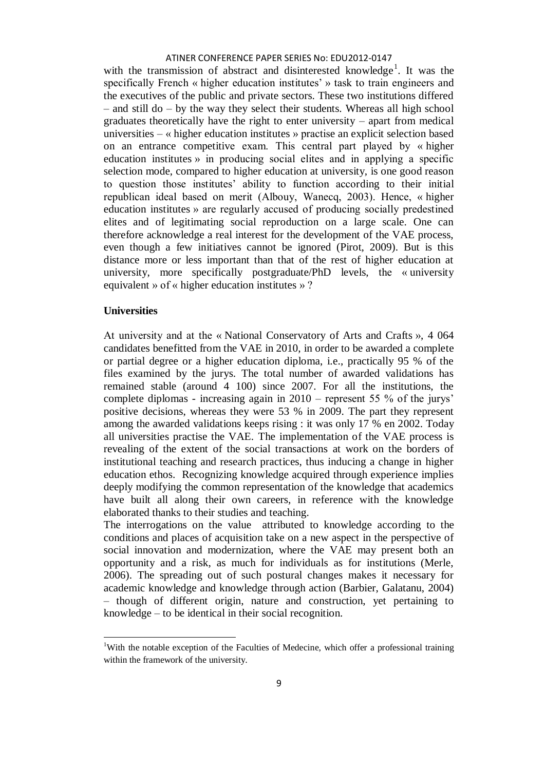with the transmission of abstract and disinterested knowledge[1]. It was the specifically French « higher education institutes' » task to train engineers and the executives of the public and private sectors. These two institutions differed – and still do – by the way they select their students. Whereas all high school graduates theoretically have the right to enter university – apart from medical universities – « higher education institutes » practise an explicit selection based on an entrance competitive exam. This central part played by « higher education institutes » in producing social elites and in applying a specific selection mode, compared to higher education at university, is one good reason to question those institutes' ability to function according to their initial republican ideal based on merit (Albouy, Wanecq, 2003). Hence, « higher education institutes » are regularly accused of producing socially predestined elites and of legitimating social reproduction on a large scale. One can therefore acknowledge a real interest for the development of the VAE process, even though a few initiatives cannot be ignored (Pirot, 2009). But is this distance more or less important than that of the rest of higher education at university, more specifically postgraduate/PhD levels, the « university equivalent » of « higher education institutes » ?

**Universities**

At university and at the « National Conservatory of Arts and Crafts », 4 064 candidates benefitted from the VAE in 2010, in order to be awarded a complete or partial degree or a higher education diploma, i.e., practically 95 % of the files examined by the jurys. The total number of awarded validations has remained stable (around 4 100) since 2007. For all the institutions, the complete diplomas - increasing again in 2010 – represent 55 % of the jurys' positive decisions, whereas they were 53 % in 2009. The part they represent among the awarded validations keeps rising : it was only 17 % en 2002. Today all universities practise the VAE. The implementation of the VAE process is revealing of the extent of the social transactions at work on the borders of institutional teaching and research practices, thus inducing a change in higher education ethos. Recognizing knowledge acquired through experience implies deeply modifying the common representation of the knowledge that academics have built all along their own careers, in reference with the knowledge elaborated thanks to their studies and teaching.

The interrogations on the value attributed to knowledge according to the conditions and places of acquisition take on a new aspect in the perspective of social innovation and modernization, where the VAE may present both an opportunity and a risk, as much for individuals as for institutions (Merle, 2006). The spreading out of such postural changes makes it necessary for academic knowledge and knowledge through action (Barbier, Galatanu, 2004) – though of different origin, nature and construction, yet pertaining to knowledge – to be identical in their social recognition.

[1] With the notable exception of the Faculties of Medecine, which offer a professional training within the framework of the university.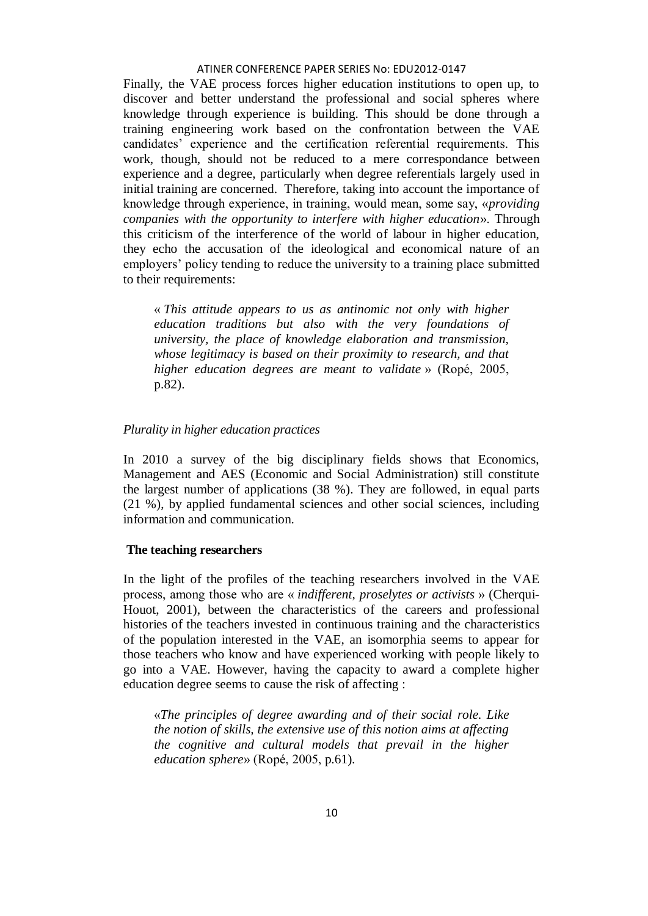Finally, the VAE process forces higher education institutions to open up, to discover and better understand the professional and social spheres where knowledge through experience is building. This should be done through a training engineering work based on the confrontation between the VAE candidates' experience and the certification referential requirements. This work, though, should not be reduced to a mere correspondance between experience and a degree, particularly when degree referentials largely used in initial training are concerned. Therefore, taking into account the importance of knowledge through experience, in training, would mean, some say, «*providing companies with the opportunity to interfere with higher education*». Through this criticism of the interference of the world of labour in higher education, they echo the accusation of the ideological and economical nature of an employers' policy tending to reduce the university to a training place submitted to their requirements:

> « *This attitude appears to us as antinomic not only with higher education traditions but also with the very foundations of university, the place of knowledge elaboration and transmission, whose legitimacy is based on their proximity to research, and that higher education degrees are meant to validate* » (Ropé, 2005, p.82).

*Plurality in higher education practices*

In 2010 a survey of the big disciplinary fields shows that Economics, Management and AES (Economic and Social Administration) still constitute the largest number of applications (38 %). They are followed, in equal parts (21 %), by applied fundamental sciences and other social sciences, including information and communication.

**The teaching researchers**

In the light of the profiles of the teaching researchers involved in the VAE process, among those who are « *indifferent, proselytes or activists* » (Cherqui-Houot, 2001), between the characteristics of the careers and professional histories of the teachers invested in continuous training and the characteristics of the population interested in the VAE, an isomorphia seems to appear for those teachers who know and have experienced working with people likely to go into a VAE. However, having the capacity to award a complete higher education degree seems to cause the risk of affecting :

> «*The principles of degree awarding and of their social role. Like the notion of skills, the extensive use of this notion aims at affecting the cognitive and cultural models that prevail in the higher education sphere*» (Ropé, 2005, p.61).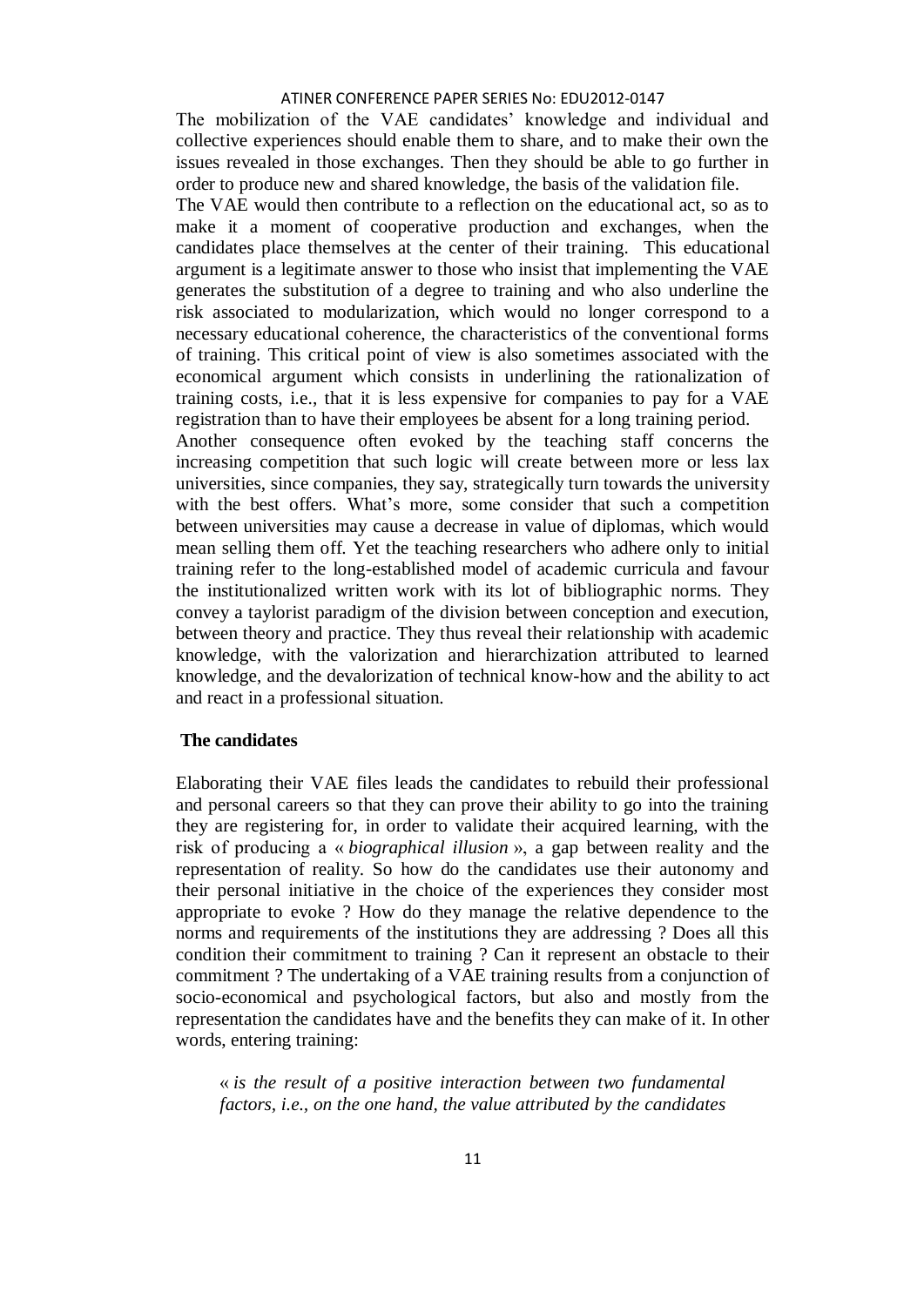The mobilization of the VAE candidates' knowledge and individual and collective experiences should enable them to share, and to make their own the issues revealed in those exchanges. Then they should be able to go further in order to produce new and shared knowledge, the basis of the validation file.

The VAE would then contribute to a reflection on the educational act, so as to make it a moment of cooperative production and exchanges, when the candidates place themselves at the center of their training. This educational argument is a legitimate answer to those who insist that implementing the VAE generates the substitution of a degree to training and who also underline the risk associated to modularization, which would no longer correspond to a necessary educational coherence, the characteristics of the conventional forms of training. This critical point of view is also sometimes associated with the economical argument which consists in underlining the rationalization of training costs, i.e., that it is less expensive for companies to pay for a VAE registration than to have their employees be absent for a long training period.

Another consequence often evoked by the teaching staff concerns the increasing competition that such logic will create between more or less lax universities, since companies, they say, strategically turn towards the university with the best offers. What's more, some consider that such a competition between universities may cause a decrease in value of diplomas, which would mean selling them off. Yet the teaching researchers who adhere only to initial training refer to the long-established model of academic curricula and favour the institutionalized written work with its lot of bibliographic norms. They convey a taylorist paradigm of the division between conception and execution, between theory and practice. They thus reveal their relationship with academic knowledge, with the valorization and hierarchization attributed to learned knowledge, and the devalorization of technical know-how and the ability to act and react in a professional situation.

## The candidates

Elaborating their VAE files leads the candidates to rebuild their professional and personal careers so that they can prove their ability to go into the training they are registering for, in order to validate their acquired learning, with the risk of producing a « *biographical illusion* », a gap between reality and the representation of reality. So how do the candidates use their autonomy and their personal initiative in the choice of the experiences they consider most appropriate to evoke ? How do they manage the relative dependence to the norms and requirements of the institutions they are addressing ? Does all this condition their commitment to training ? Can it represent an obstacle to their commitment ? The undertaking of a VAE training results from a conjunction of socio-economical and psychological factors, but also and mostly from the representation the candidates have and the benefits they can make of it. In other words, entering training:

> « *is the result of a positive interaction between two fundamental factors, i.e., on the one hand, the value attributed by the candidates*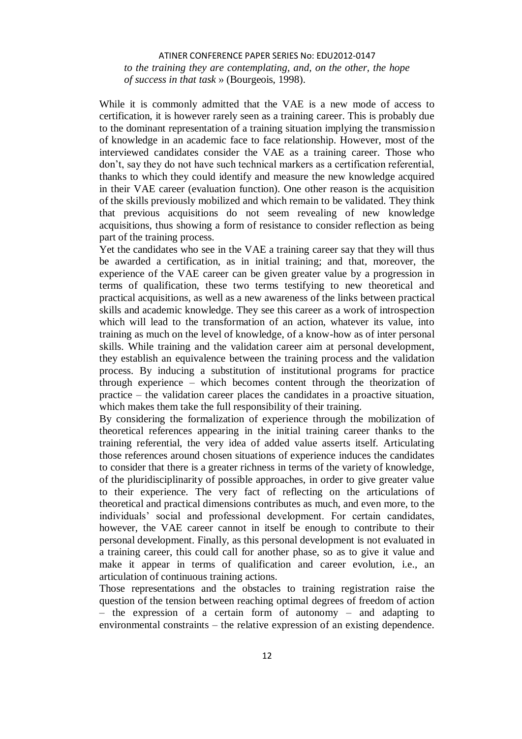*to the training they are contemplating, and, on the other, the hope of success in that task* » (Bourgeois, 1998).

While it is commonly admitted that the VAE is a new mode of access to certification, it is however rarely seen as a training career. This is probably due to the dominant representation of a training situation implying the transmission of knowledge in an academic face to face relationship. However, most of the interviewed candidates consider the VAE as a training career. Those who don't, say they do not have such technical markers as a certification referential, thanks to which they could identify and measure the new knowledge acquired in their VAE career (evaluation function). One other reason is the acquisition of the skills previously mobilized and which remain to be validated. They think that previous acquisitions do not seem revealing of new knowledge acquisitions, thus showing a form of resistance to consider reflection as being part of the training process.

Yet the candidates who see in the VAE a training career say that they will thus be awarded a certification, as in initial training; and that, moreover, the experience of the VAE career can be given greater value by a progression in terms of qualification, these two terms testifying to new theoretical and practical acquisitions, as well as a new awareness of the links between practical skills and academic knowledge. They see this career as a work of introspection which will lead to the transformation of an action, whatever its value, into training as much on the level of knowledge, of a know-how as of inter personal skills. While training and the validation career aim at personal development, they establish an equivalence between the training process and the validation process. By inducing a substitution of institutional programs for practice through experience – which becomes content through the theorization of practice – the validation career places the candidates in a proactive situation, which makes them take the full responsibility of their training.

By considering the formalization of experience through the mobilization of theoretical references appearing in the initial training career thanks to the training referential, the very idea of added value asserts itself. Articulating those references around chosen situations of experience induces the candidates to consider that there is a greater richness in terms of the variety of knowledge, of the pluridisciplinarity of possible approaches, in order to give greater value to their experience. The very fact of reflecting on the articulations of theoretical and practical dimensions contributes as much, and even more, to the individuals' social and professional development. For certain candidates, however, the VAE career cannot in itself be enough to contribute to their personal development. Finally, as this personal development is not evaluated in a training career, this could call for another phase, so as to give it value and make it appear in terms of qualification and career evolution, i.e., an articulation of continuous training actions.

Those representations and the obstacles to training registration raise the question of the tension between reaching optimal degrees of freedom of action – the expression of a certain form of autonomy – and adapting to environmental constraints – the relative expression of an existing dependence.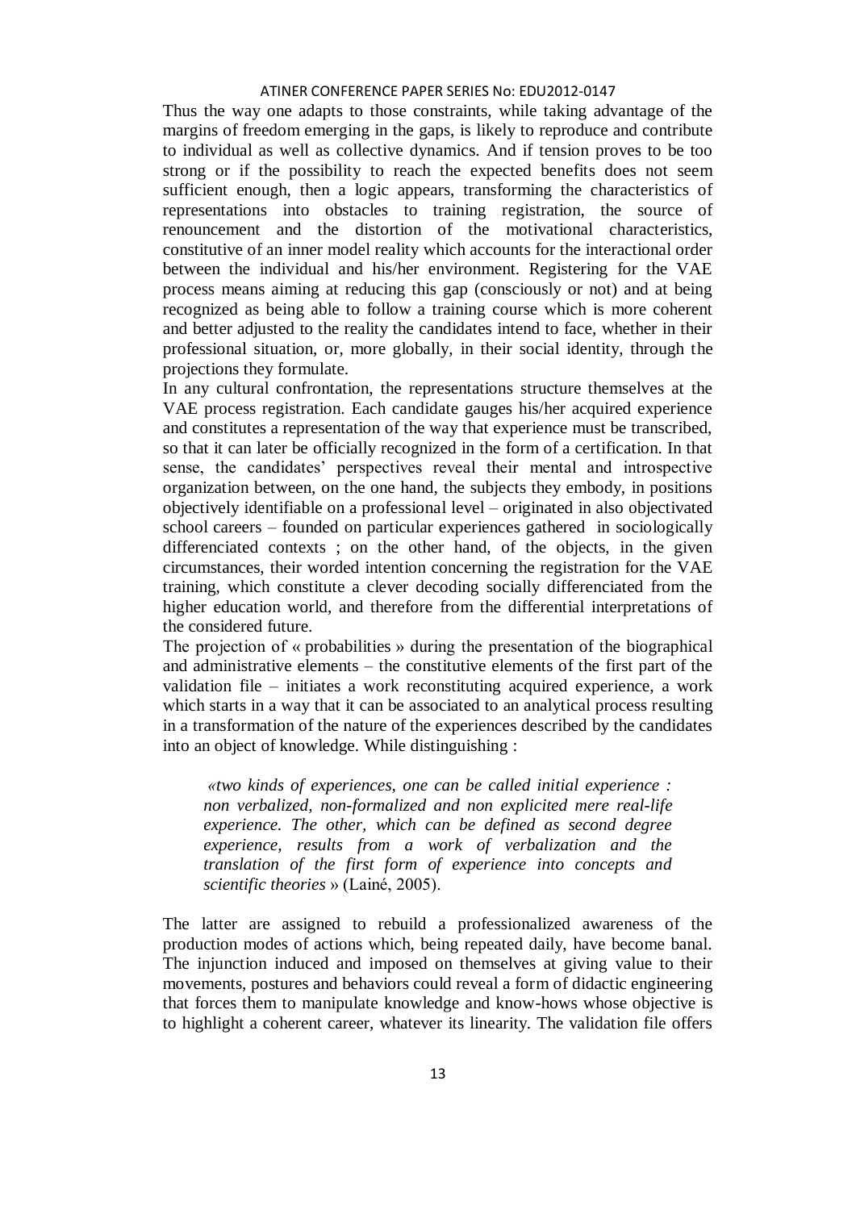Thus the way one adapts to those constraints, while taking advantage of the margins of freedom emerging in the gaps, is likely to reproduce and contribute to individual as well as collective dynamics. And if tension proves to be too strong or if the possibility to reach the expected benefits does not seem sufficient enough, then a logic appears, transforming the characteristics of representations into obstacles to training registration, the source of renouncement and the distortion of the motivational characteristics, constitutive of an inner model reality which accounts for the interactional order between the individual and his/her environment. Registering for the VAE process means aiming at reducing this gap (consciously or not) and at being recognized as being able to follow a training course which is more coherent and better adjusted to the reality the candidates intend to face, whether in their professional situation, or, more globally, in their social identity, through the projections they formulate.

In any cultural confrontation, the representations structure themselves at the VAE process registration. Each candidate gauges his/her acquired experience and constitutes a representation of the way that experience must be transcribed, so that it can later be officially recognized in the form of a certification. In that sense, the candidates' perspectives reveal their mental and introspective organization between, on the one hand, the subjects they embody, in positions objectively identifiable on a professional level – originated in also objectivated school careers – founded on particular experiences gathered in sociologically differenciated contexts ; on the other hand, of the objects, in the given circumstances, their worded intention concerning the registration for the VAE training, which constitute a clever decoding socially differenciated from the higher education world, and therefore from the differential interpretations of the considered future.

The projection of « probabilities » during the presentation of the biographical and administrative elements – the constitutive elements of the first part of the validation file – initiates a work reconstituting acquired experience, a work which starts in a way that it can be associated to an analytical process resulting in a transformation of the nature of the experiences described by the candidates into an object of knowledge. While distinguishing :

> *«two kinds of experiences, one can be called initial experience : non verbalized, non-formalized and non explicited mere real-life experience. The other, which can be defined as second degree experience, results from a work of verbalization and the translation of the first form of experience into concepts and scientific theories* » (Lainé, 2005).

The latter are assigned to rebuild a professionalized awareness of the production modes of actions which, being repeated daily, have become banal. The injunction induced and imposed on themselves at giving value to their movements, postures and behaviors could reveal a form of didactic engineering that forces them to manipulate knowledge and know-hows whose objective is to highlight a coherent career, whatever its linearity. The validation file offers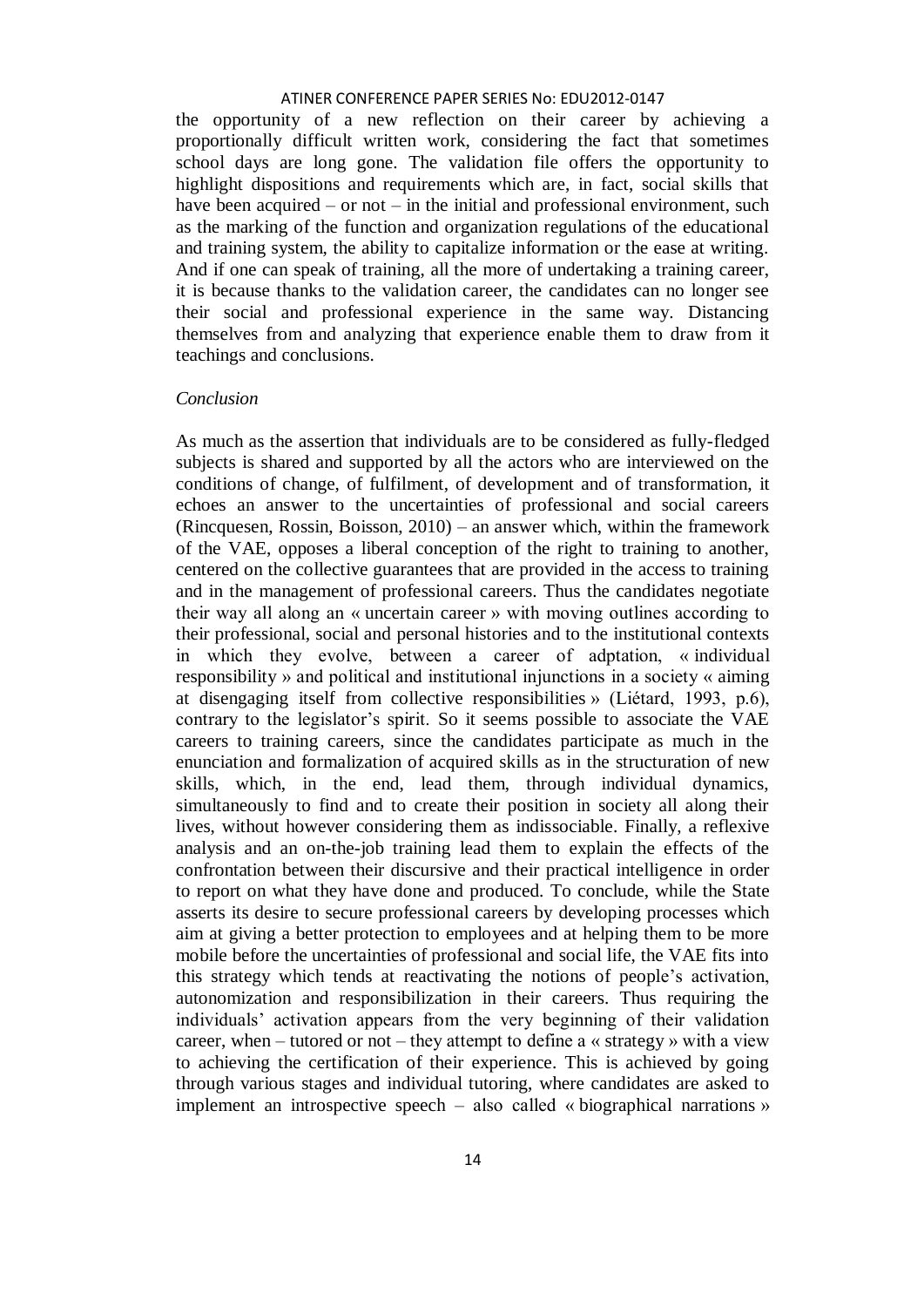the opportunity of a new reflection on their career by achieving a proportionally difficult written work, considering the fact that sometimes school days are long gone. The validation file offers the opportunity to highlight dispositions and requirements which are, in fact, social skills that have been acquired – or not – in the initial and professional environment, such as the marking of the function and organization regulations of the educational and training system, the ability to capitalize information or the ease at writing. And if one can speak of training, all the more of undertaking a training career, it is because thanks to the validation career, the candidates can no longer see their social and professional experience in the same way. Distancing themselves from and analyzing that experience enable them to draw from it teachings and conclusions.

*Conclusion*

As much as the assertion that individuals are to be considered as fully-fledged subjects is shared and supported by all the actors who are interviewed on the conditions of change, of fulfilment, of development and of transformation, it echoes an answer to the uncertainties of professional and social careers (Rincquesen, Rossin, Boisson, 2010) – an answer which, within the framework of the VAE, opposes a liberal conception of the right to training to another, centered on the collective guarantees that are provided in the access to training and in the management of professional careers. Thus the candidates negotiate their way all along an « uncertain career » with moving outlines according to their professional, social and personal histories and to the institutional contexts in which they evolve, between a career of adptation, « individual responsibility » and political and institutional injunctions in a society « aiming at disengaging itself from collective responsibilities » (Liétard, 1993, p.6), contrary to the legislator's spirit. So it seems possible to associate the VAE careers to training careers, since the candidates participate as much in the enunciation and formalization of acquired skills as in the structuration of new skills, which, in the end, lead them, through individual dynamics, simultaneously to find and to create their position in society all along their lives, without however considering them as indissociable. Finally, a reflexive analysis and an on-the-job training lead them to explain the effects of the confrontation between their discursive and their practical intelligence in order to report on what they have done and produced. To conclude, while the State asserts its desire to secure professional careers by developing processes which aim at giving a better protection to employees and at helping them to be more mobile before the uncertainties of professional and social life, the VAE fits into this strategy which tends at reactivating the notions of people's activation, autonomization and responsibilization in their careers. Thus requiring the individuals' activation appears from the very beginning of their validation career, when – tutored or not – they attempt to define a « strategy » with a view to achieving the certification of their experience. This is achieved by going through various stages and individual tutoring, where candidates are asked to implement an introspective speech – also called « biographical narrations »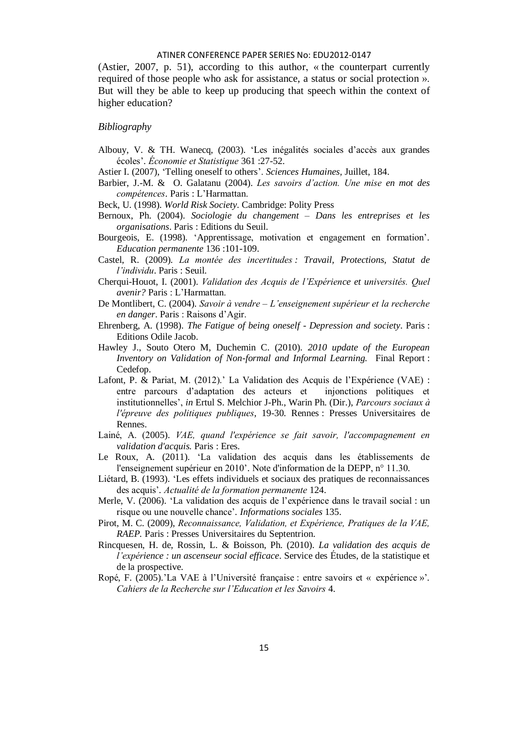(Astier, 2007, p. 51), according to this author, « the counterpart currently required of those people who ask for assistance, a status or social protection ». But will they be able to keep up producing that speech within the context of higher education?

*Bibliography*

Albouy, V. & TH. Wanecq, (2003). 'Les inégalités sociales d'accès aux grandes écoles'. *Économie et Statistique* 361 :27-52.

Astier I. (2007), 'Telling oneself to others'. *Sciences Humaines*, Juillet, 184.

Barbier, J.-M. & O. Galatanu (2004). *Les savoirs d'action. Une mise en mot des compétences*. Paris : L'Harmattan.

Beck, U. (1998). *World Risk Society*. Cambridge: Polity Press

Bernoux, Ph. (2004). *Sociologie du changement – Dans les entreprises et les organisations*. Paris : Editions du Seuil.

Bourgeois, E. (1998). 'Apprentissage, motivation et engagement en formation'. *Education permanente* 136 :101-109.

Castel, R. (2009). *La montée des incertitudes : Travail, Protections, Statut de l'individu*. Paris : Seuil.

Cherqui-Houot, I. (2001). *Validation des Acquis de l'Expérience et universités. Quel avenir?* Paris : L'Harmattan.

De Montlibert, C. (2004). *Savoir à vendre – L'enseignement supérieur et la recherche en danger*. Paris : Raisons d'Agir.

Ehrenberg, A. (1998). *The Fatigue of being oneself - Depression and society*. Paris : Editions Odile Jacob.

Hawley J., Souto Otero M, Duchemin C. (2010). *2010 update of the European Inventory on Validation of Non-formal and Informal Learning.* Final Report : Cedefop.

Lafont, P. & Pariat, M. (2012).' La Validation des Acquis de l'Expérience (VAE) : entre parcours d'adaptation des acteurs et injonctions politiques et institutionnelles', *in* Ertul S. Melchior J-Ph., Warin Ph. (Dir.), *Parcours sociaux à l'épreuve des politiques publiques*, 19-30. Rennes : Presses Universitaires de Rennes.

Lainé, A. (2005). *VAE, quand l'expérience se fait savoir, l'accompagnement en validation d'acquis.* Paris : Eres.

Le Roux, A. (2011). 'La validation des acquis dans les établissements de l'enseignement supérieur en 2010'. Note d'information de la DEPP, n° 11.30.

Liétard, B. (1993). 'Les effets individuels et sociaux des pratiques de reconnaissances des acquis'. *Actualité de la formation permanente* 124.

Merle, V. (2006). 'La validation des acquis de l'expérience dans le travail social : un risque ou une nouvelle chance'. *Informations sociales* 135.

Pirot, M. C. (2009), *Reconnaissance, Validation, et Expérience, Pratiques de la VAE, RAEP.* Paris : Presses Universitaires du Septentrion.

Rincquesen, H. de, Rossin, L. & Boisson, Ph. (2010). *La validation des acquis de l'expérience : un ascenseur social efficace*. Service des Études, de la statistique et de la prospective.

Ropé, F. (2005).'La VAE à l'Université française : entre savoirs et « expérience »'. *Cahiers de la Recherche sur l'Education et les Savoirs* 4.